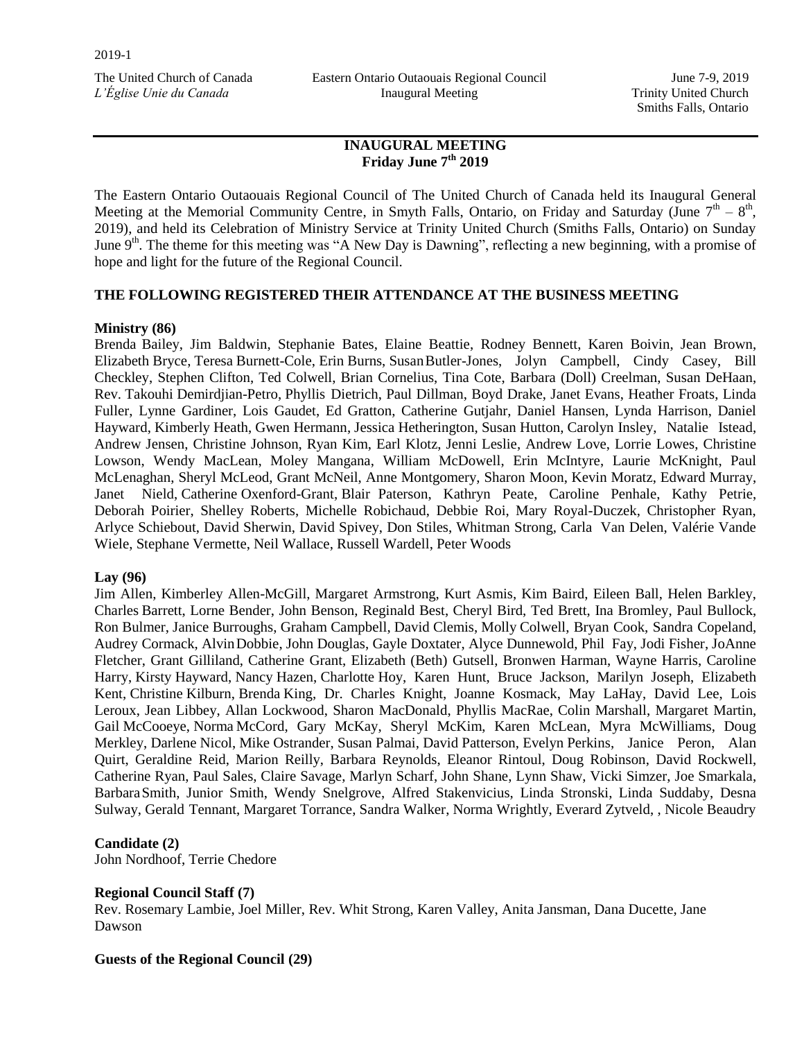2019-1

The United Church of Canada
*L'Église Unie du Canada*

Eastern Ontario Outaouais Regional Council
Inaugural Meeting

June 7-9, 2019
Trinity United Church
Smiths Falls, Ontario

## INAUGURAL MEETING
## Friday June 7th 2019

The Eastern Ontario Outaouais Regional Council of The United Church of Canada held its Inaugural General Meeting at the Memorial Community Centre, in Smyth Falls, Ontario, on Friday and Saturday (June 7th – 8th, 2019), and held its Celebration of Ministry Service at Trinity United Church (Smiths Falls, Ontario) on Sunday June 9th. The theme for this meeting was "A New Day is Dawning", reflecting a new beginning, with a promise of hope and light for the future of the Regional Council.

### THE FOLLOWING REGISTERED THEIR ATTENDANCE AT THE BUSINESS MEETING

**Ministry (86)**
Brenda Bailey, Jim Baldwin, Stephanie Bates, Elaine Beattie, Rodney Bennett, Karen Boivin, Jean Brown, Elizabeth Bryce, Teresa Burnett-Cole, Erin Burns, Susan Butler-Jones, Jolyn Campbell, Cindy Casey, Bill Checkley, Stephen Clifton, Ted Colwell, Brian Cornelius, Tina Cote, Barbara (Doll) Creelman, Susan DeHaan, Rev. Takouhi Demirdjian-Petro, Phyllis Dietrich, Paul Dillman, Boyd Drake, Janet Evans, Heather Froats, Linda Fuller, Lynne Gardiner, Lois Gaudet, Ed Gratton, Catherine Gutjahr, Daniel Hansen, Lynda Harrison, Daniel Hayward, Kimberly Heath, Gwen Hermann, Jessica Hetherington, Susan Hutton, Carolyn Insley, Natalie Istead, Andrew Jensen, Christine Johnson, Ryan Kim, Earl Klotz, Jenni Leslie, Andrew Love, Lorrie Lowes, Christine Lowson, Wendy MacLean, Moley Mangana, William McDowell, Erin McIntyre, Laurie McKnight, Paul McLenaghan, Sheryl McLeod, Grant McNeil, Anne Montgomery, Sharon Moon, Kevin Moratz, Edward Murray, Janet Nield, Catherine Oxenford-Grant, Blair Paterson, Kathryn Peate, Caroline Penhale, Kathy Petrie, Deborah Poirier, Shelley Roberts, Michelle Robichaud, Debbie Roi, Mary Royal-Duczek, Christopher Ryan, Arlyce Schiebout, David Sherwin, David Spivey, Don Stiles, Whitman Strong, Carla Van Delen, Valérie Vande Wiele, Stephane Vermette, Neil Wallace, Russell Wardell, Peter Woods

**Lay (96)**
Jim Allen, Kimberley Allen-McGill, Margaret Armstrong, Kurt Asmis, Kim Baird, Eileen Ball, Helen Barkley, Charles Barrett, Lorne Bender, John Benson, Reginald Best, Cheryl Bird, Ted Brett, Ina Bromley, Paul Bullock, Ron Bulmer, Janice Burroughs, Graham Campbell, David Clemis, Molly Colwell, Bryan Cook, Sandra Copeland, Audrey Cormack, Alvin Dobbie, John Douglas, Gayle Doxtater, Alyce Dunnewold, Phil Fay, Jodi Fisher, JoAnne Fletcher, Grant Gilliland, Catherine Grant, Elizabeth (Beth) Gutsell, Bronwen Harman, Wayne Harris, Caroline Harry, Kirsty Hayward, Nancy Hazen, Charlotte Hoy, Karen Hunt, Bruce Jackson, Marilyn Joseph, Elizabeth Kent, Christine Kilburn, Brenda King, Dr. Charles Knight, Joanne Kosmack, May LaHay, David Lee, Lois Leroux, Jean Libbey, Allan Lockwood, Sharon MacDonald, Phyllis MacRae, Colin Marshall, Margaret Martin, Gail McCooeye, Norma McCord, Gary McKay, Sheryl McKim, Karen McLean, Myra McWilliams, Doug Merkley, Darlene Nicol, Mike Ostrander, Susan Palmai, David Patterson, Evelyn Perkins, Janice Peron, Alan Quirt, Geraldine Reid, Marion Reilly, Barbara Reynolds, Eleanor Rintoul, Doug Robinson, David Rockwell, Catherine Ryan, Paul Sales, Claire Savage, Marlyn Scharf, John Shane, Lynn Shaw, Vicki Simzer, Joe Smarkala, Barbara Smith, Junior Smith, Wendy Snelgrove, Alfred Stakenvicius, Linda Stronski, Linda Suddaby, Desna Sulway, Gerald Tennant, Margaret Torrance, Sandra Walker, Norma Wrightly, Everard Zytveld, , Nicole Beaudry

**Candidate (2)**
John Nordhoof, Terrie Chedore

**Regional Council Staff (7)**
Rev. Rosemary Lambie, Joel Miller, Rev. Whit Strong, Karen Valley, Anita Jansman, Dana Ducette, Jane Dawson

**Guests of the Regional Council (29)**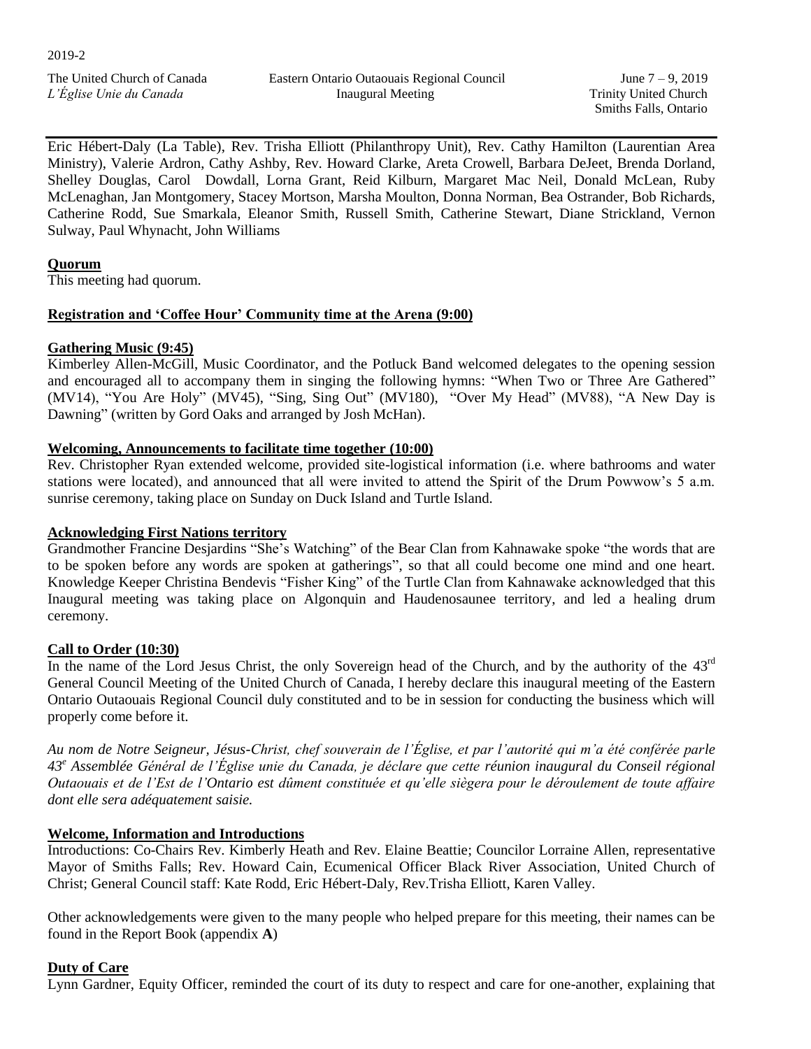Eric Hébert-Daly (La Table), Rev. Trisha Elliott (Philanthropy Unit), Rev. Cathy Hamilton (Laurentian Area Ministry), Valerie Ardron, Cathy Ashby, Rev. Howard Clarke, Areta Crowell, Barbara DeJeet, Brenda Dorland, Shelley Douglas, Carol Dowdall, Lorna Grant, Reid Kilburn, Margaret Mac Neil, Donald McLean, Ruby McLenaghan, Jan Montgomery, Stacey Mortson, Marsha Moulton, Donna Norman, Bea Ostrander, Bob Richards, Catherine Rodd, Sue Smarkala, Eleanor Smith, Russell Smith, Catherine Stewart, Diane Strickland, Vernon Sulway, Paul Whynacht, John Williams

**Quorum**

This meeting had quorum.

**Registration and 'Coffee Hour' Community time at the Arena (9:00)**

**Gathering Music (9:45)**

Kimberley Allen-McGill, Music Coordinator, and the Potluck Band welcomed delegates to the opening session and encouraged all to accompany them in singing the following hymns: "When Two or Three Are Gathered" (MV14), "You Are Holy" (MV45), "Sing, Sing Out" (MV180), "Over My Head" (MV88), "A New Day is Dawning" (written by Gord Oaks and arranged by Josh McHan).

**Welcoming, Announcements to facilitate time together (10:00)**

Rev. Christopher Ryan extended welcome, provided site-logistical information (i.e. where bathrooms and water stations were located), and announced that all were invited to attend the Spirit of the Drum Powwow's 5 a.m. sunrise ceremony, taking place on Sunday on Duck Island and Turtle Island.

**Acknowledging First Nations territory**

Grandmother Francine Desjardins "She's Watching" of the Bear Clan from Kahnawake spoke "the words that are to be spoken before any words are spoken at gatherings", so that all could become one mind and one heart. Knowledge Keeper Christina Bendevis "Fisher King" of the Turtle Clan from Kahnawake acknowledged that this Inaugural meeting was taking place on Algonquin and Haudenosaunee territory, and led a healing drum ceremony.

**Call to Order (10:30)**

In the name of the Lord Jesus Christ, the only Sovereign head of the Church, and by the authority of the 43rd General Council Meeting of the United Church of Canada, I hereby declare this inaugural meeting of the Eastern Ontario Outaouais Regional Council duly constituted and to be in session for conducting the business which will properly come before it.

*Au nom de Notre Seigneur, Jésus-Christ, chef souverain de l'Église, et par l'autorité qui m'a été conférée parle 43e Assemblée Général de l'Église unie du Canada, je déclare que cette réunion inaugural du Conseil régional Outaouais et de l'Est de l'Ontario est dûment constituée et qu'elle siègera pour le déroulement de toute affaire dont elle sera adéquatement saisie.*

**Welcome, Information and Introductions**

Introductions: Co-Chairs Rev. Kimberly Heath and Rev. Elaine Beattie; Councilor Lorraine Allen, representative Mayor of Smiths Falls; Rev. Howard Cain, Ecumenical Officer Black River Association, United Church of Christ; General Council staff: Kate Rodd, Eric Hébert-Daly, Rev.Trisha Elliott, Karen Valley.

Other acknowledgements were given to the many people who helped prepare for this meeting, their names can be found in the Report Book (appendix **A**)

**Duty of Care**

Lynn Gardner, Equity Officer, reminded the court of its duty to respect and care for one-another, explaining that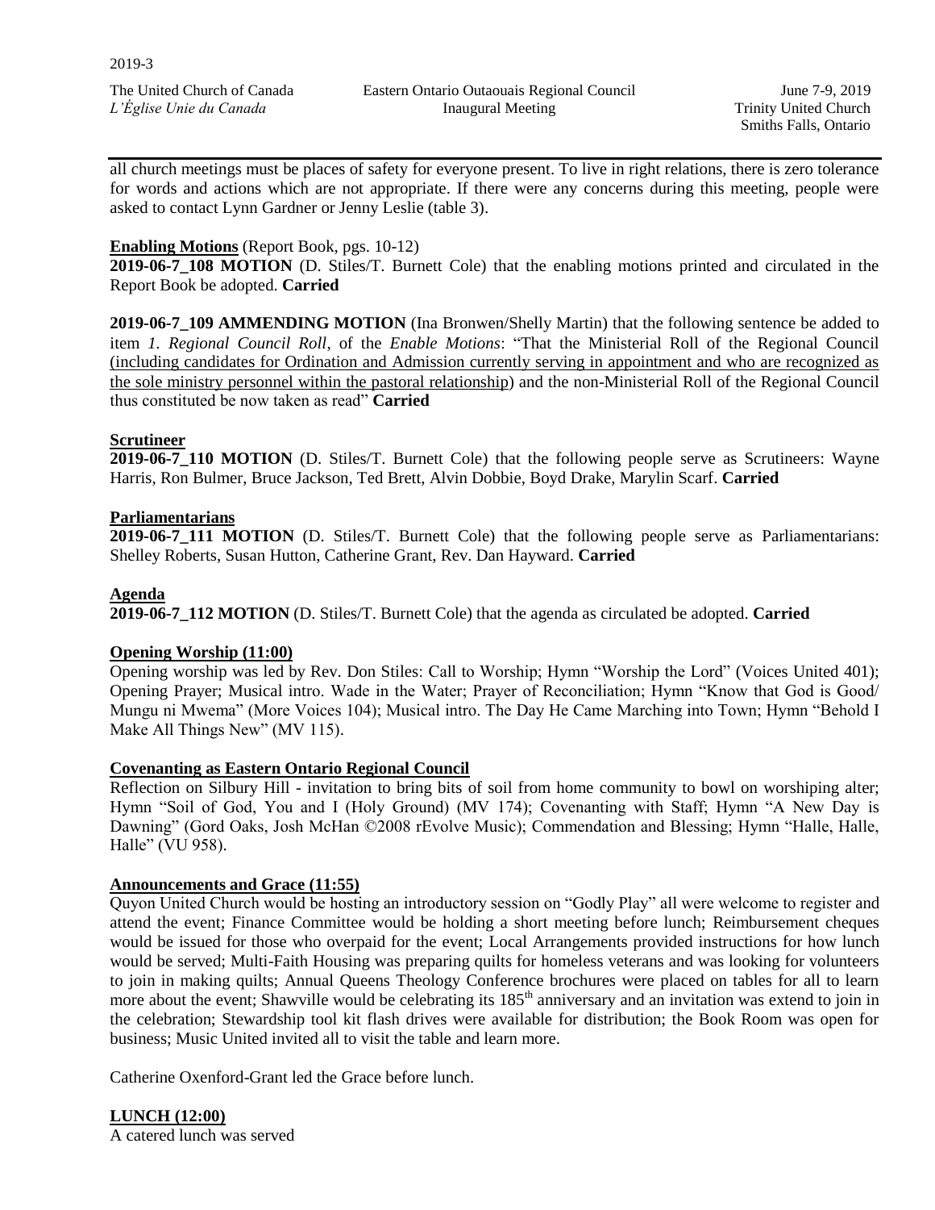all church meetings must be places of safety for everyone present. To live in right relations, there is zero tolerance for words and actions which are not appropriate. If there were any concerns during this meeting, people were asked to contact Lynn Gardner or Jenny Leslie (table 3).

**Enabling Motions** (Report Book, pgs. 10-12)
**2019-06-7_108 MOTION** (D. Stiles/T. Burnett Cole) that the enabling motions printed and circulated in the Report Book be adopted. **Carried**

**2019-06-7_109 AMMENDING MOTION** (Ina Bronwen/Shelly Martin) that the following sentence be added to item *1. Regional Council Roll*, of the *Enable Motions*: "That the Ministerial Roll of the Regional Council (including candidates for Ordination and Admission currently serving in appointment and who are recognized as the sole ministry personnel within the pastoral relationship) and the non-Ministerial Roll of the Regional Council thus constituted be now taken as read" **Carried**

**Scrutineer**
**2019-06-7_110 MOTION** (D. Stiles/T. Burnett Cole) that the following people serve as Scrutineers: Wayne Harris, Ron Bulmer, Bruce Jackson, Ted Brett, Alvin Dobbie, Boyd Drake, Marylin Scarf. **Carried**

**Parliamentarians**
**2019-06-7_111 MOTION** (D. Stiles/T. Burnett Cole) that the following people serve as Parliamentarians: Shelley Roberts, Susan Hutton, Catherine Grant, Rev. Dan Hayward. **Carried**

**Agenda**
**2019-06-7_112 MOTION** (D. Stiles/T. Burnett Cole) that the agenda as circulated be adopted. **Carried**

**Opening Worship (11:00)**
Opening worship was led by Rev. Don Stiles: Call to Worship; Hymn "Worship the Lord" (Voices United 401); Opening Prayer; Musical intro. Wade in the Water; Prayer of Reconciliation; Hymn "Know that God is Good/ Mungu ni Mwema" (More Voices 104); Musical intro. The Day He Came Marching into Town; Hymn "Behold I Make All Things New" (MV 115).

**Covenanting as Eastern Ontario Regional Council**
Reflection on Silbury Hill - invitation to bring bits of soil from home community to bowl on worshiping alter; Hymn "Soil of God, You and I (Holy Ground) (MV 174); Covenanting with Staff; Hymn "A New Day is Dawning" (Gord Oaks, Josh McHan ©2008 rEvolve Music); Commendation and Blessing; Hymn "Halle, Halle, Halle" (VU 958).

**Announcements and Grace (11:55)**
Quyon United Church would be hosting an introductory session on "Godly Play" all were welcome to register and attend the event; Finance Committee would be holding a short meeting before lunch; Reimbursement cheques would be issued for those who overpaid for the event; Local Arrangements provided instructions for how lunch would be served; Multi-Faith Housing was preparing quilts for homeless veterans and was looking for volunteers to join in making quilts; Annual Queens Theology Conference brochures were placed on tables for all to learn more about the event; Shawville would be celebrating its 185th anniversary and an invitation was extend to join in the celebration; Stewardship tool kit flash drives were available for distribution; the Book Room was open for business; Music United invited all to visit the table and learn more.

Catherine Oxenford-Grant led the Grace before lunch.

**LUNCH (12:00)**
A catered lunch was served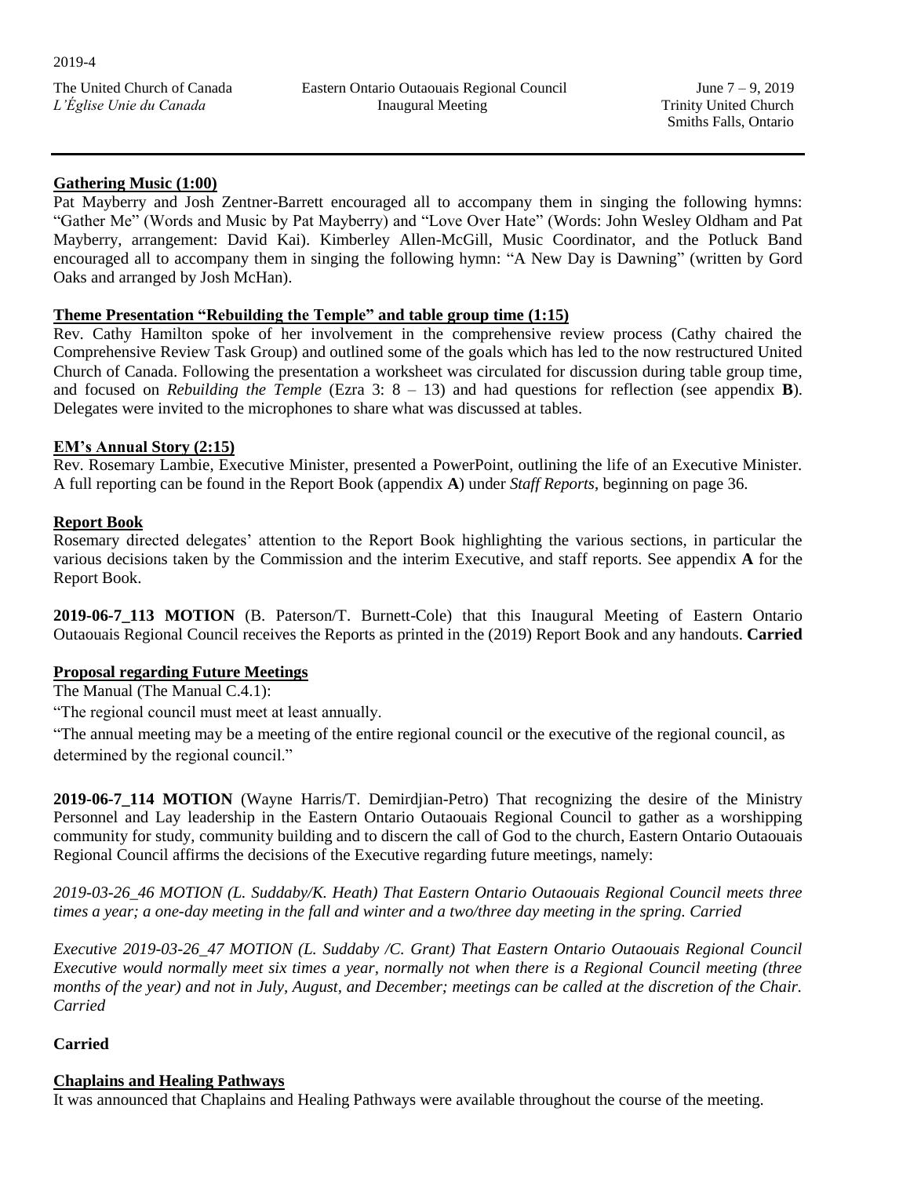**Gathering Music (1:00)**

Pat Mayberry and Josh Zentner-Barrett encouraged all to accompany them in singing the following hymns: "Gather Me" (Words and Music by Pat Mayberry) and "Love Over Hate" (Words: John Wesley Oldham and Pat Mayberry, arrangement: David Kai). Kimberley Allen-McGill, Music Coordinator, and the Potluck Band encouraged all to accompany them in singing the following hymn: "A New Day is Dawning" (written by Gord Oaks and arranged by Josh McHan).

**Theme Presentation "Rebuilding the Temple" and table group time (1:15)**

Rev. Cathy Hamilton spoke of her involvement in the comprehensive review process (Cathy chaired the Comprehensive Review Task Group) and outlined some of the goals which has led to the now restructured United Church of Canada. Following the presentation a worksheet was circulated for discussion during table group time, and focused on *Rebuilding the Temple* (Ezra 3: 8 – 13) and had questions for reflection (see appendix **B**). Delegates were invited to the microphones to share what was discussed at tables.

**EM's Annual Story (2:15)**

Rev. Rosemary Lambie, Executive Minister, presented a PowerPoint, outlining the life of an Executive Minister. A full reporting can be found in the Report Book (appendix **A**) under *Staff Reports*, beginning on page 36.

**Report Book**

Rosemary directed delegates' attention to the Report Book highlighting the various sections, in particular the various decisions taken by the Commission and the interim Executive, and staff reports. See appendix **A** for the Report Book.

**2019-06-7_113 MOTION** (B. Paterson/T. Burnett-Cole) that this Inaugural Meeting of Eastern Ontario Outaouais Regional Council receives the Reports as printed in the (2019) Report Book and any handouts. **Carried**

**Proposal regarding Future Meetings**

The Manual (The Manual C.4.1):

"The regional council must meet at least annually.

"The annual meeting may be a meeting of the entire regional council or the executive of the regional council, as determined by the regional council."

**2019-06-7_114 MOTION** (Wayne Harris/T. Demirdjian-Petro) That recognizing the desire of the Ministry Personnel and Lay leadership in the Eastern Ontario Outaouais Regional Council to gather as a worshipping community for study, community building and to discern the call of God to the church, Eastern Ontario Outaouais Regional Council affirms the decisions of the Executive regarding future meetings, namely:

*2019-03-26_46 MOTION (L. Suddaby/K. Heath) That Eastern Ontario Outaouais Regional Council meets three times a year; a one-day meeting in the fall and winter and a two/three day meeting in the spring. Carried*

*Executive 2019-03-26_47 MOTION (L. Suddaby /C. Grant) That Eastern Ontario Outaouais Regional Council Executive would normally meet six times a year, normally not when there is a Regional Council meeting (three months of the year) and not in July, August, and December; meetings can be called at the discretion of the Chair. Carried*

**Carried**

**Chaplains and Healing Pathways**

It was announced that Chaplains and Healing Pathways were available throughout the course of the meeting.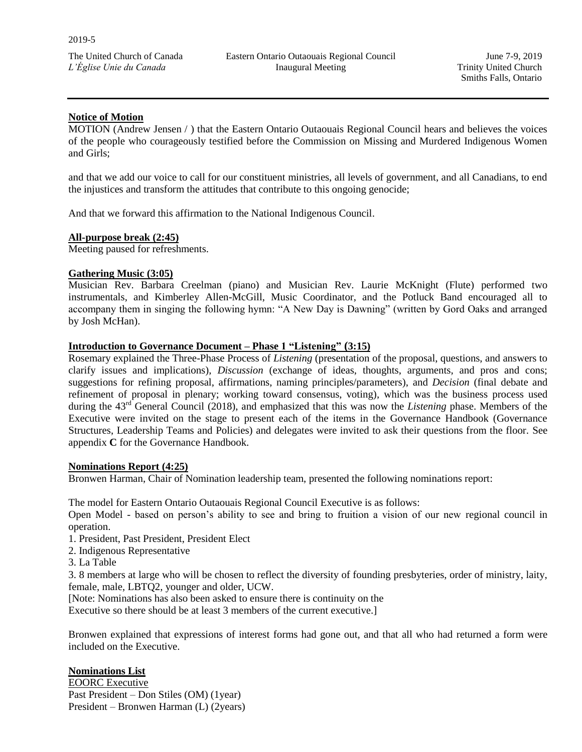**Notice of Motion**

MOTION (Andrew Jensen / ) that the Eastern Ontario Outaouais Regional Council hears and believes the voices of the people who courageously testified before the Commission on Missing and Murdered Indigenous Women and Girls;

and that we add our voice to call for our constituent ministries, all levels of government, and all Canadians, to end the injustices and transform the attitudes that contribute to this ongoing genocide;

And that we forward this affirmation to the National Indigenous Council.

**All-purpose break (2:45)**

Meeting paused for refreshments.

**Gathering Music (3:05)**

Musician Rev. Barbara Creelman (piano) and Musician Rev. Laurie McKnight (Flute) performed two instrumentals, and Kimberley Allen-McGill, Music Coordinator, and the Potluck Band encouraged all to accompany them in singing the following hymn: "A New Day is Dawning" (written by Gord Oaks and arranged by Josh McHan).

**Introduction to Governance Document – Phase 1 "Listening" (3:15)**

Rosemary explained the Three-Phase Process of *Listening* (presentation of the proposal, questions, and answers to clarify issues and implications), *Discussion* (exchange of ideas, thoughts, arguments, and pros and cons; suggestions for refining proposal, affirmations, naming principles/parameters), and *Decision* (final debate and refinement of proposal in plenary; working toward consensus, voting), which was the business process used during the 43rd General Council (2018), and emphasized that this was now the *Listening* phase. Members of the Executive were invited on the stage to present each of the items in the Governance Handbook (Governance Structures, Leadership Teams and Policies) and delegates were invited to ask their questions from the floor. See appendix **C** for the Governance Handbook.

**Nominations Report (4:25)**

Bronwen Harman, Chair of Nomination leadership team, presented the following nominations report:

The model for Eastern Ontario Outaouais Regional Council Executive is as follows:

Open Model - based on person's ability to see and bring to fruition a vision of our new regional council in operation.

1. President, Past President, President Elect
2. Indigenous Representative
3. La Table
3. 8 members at large who will be chosen to reflect the diversity of founding presbyteries, order of ministry, laity, female, male, LBTQ2, younger and older, UCW.

[Note: Nominations has also been asked to ensure there is continuity on the Executive so there should be at least 3 members of the current executive.]

Bronwen explained that expressions of interest forms had gone out, and that all who had returned a form were included on the Executive.

**Nominations List**

EOORC Executive

Past President – Don Stiles (OM) (1year)
President – Bronwen Harman (L) (2years)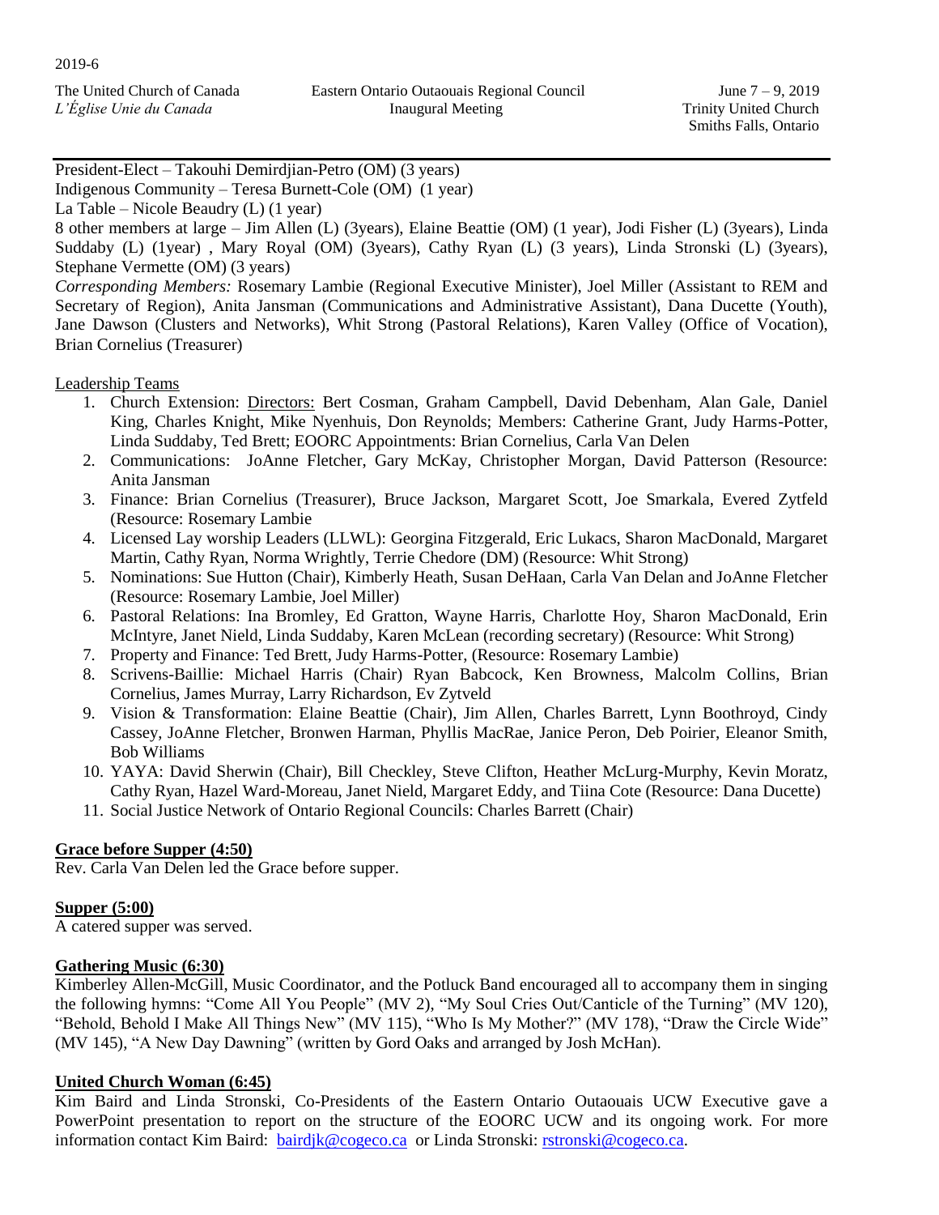President-Elect – Takouhi Demirdjian-Petro (OM) (3 years)
Indigenous Community – Teresa Burnett-Cole (OM) (1 year)
La Table – Nicole Beaudry (L) (1 year)
8 other members at large – Jim Allen (L) (3years), Elaine Beattie (OM) (1 year), Jodi Fisher (L) (3years), Linda Suddaby (L) (1year) , Mary Royal (OM) (3years), Cathy Ryan (L) (3 years), Linda Stronski (L) (3years), Stephane Vermette (OM) (3 years)
*Corresponding Members:* Rosemary Lambie (Regional Executive Minister), Joel Miller (Assistant to REM and Secretary of Region), Anita Jansman (Communications and Administrative Assistant), Dana Ducette (Youth), Jane Dawson (Clusters and Networks), Whit Strong (Pastoral Relations), Karen Valley (Office of Vocation), Brian Cornelius (Treasurer)

<u>Leadership Teams</u>

1. Church Extension: <u>Directors:</u> Bert Cosman, Graham Campbell, David Debenham, Alan Gale, Daniel King, Charles Knight, Mike Nyenhuis, Don Reynolds; Members: Catherine Grant, Judy Harms-Potter, Linda Suddaby, Ted Brett; EOORC Appointments: Brian Cornelius, Carla Van Delen
2. Communications: JoAnne Fletcher, Gary McKay, Christopher Morgan, David Patterson (Resource: Anita Jansman
3. Finance: Brian Cornelius (Treasurer), Bruce Jackson, Margaret Scott, Joe Smarkala, Evered Zytfeld (Resource: Rosemary Lambie
4. Licensed Lay worship Leaders (LLWL): Georgina Fitzgerald, Eric Lukacs, Sharon MacDonald, Margaret Martin, Cathy Ryan, Norma Wrightly, Terrie Chedore (DM) (Resource: Whit Strong)
5. Nominations: Sue Hutton (Chair), Kimberly Heath, Susan DeHaan, Carla Van Delan and JoAnne Fletcher (Resource: Rosemary Lambie, Joel Miller)
6. Pastoral Relations: Ina Bromley, Ed Gratton, Wayne Harris, Charlotte Hoy, Sharon MacDonald, Erin McIntyre, Janet Nield, Linda Suddaby, Karen McLean (recording secretary) (Resource: Whit Strong)
7. Property and Finance: Ted Brett, Judy Harms-Potter, (Resource: Rosemary Lambie)
8. Scrivens-Baillie: Michael Harris (Chair) Ryan Babcock, Ken Browness, Malcolm Collins, Brian Cornelius, James Murray, Larry Richardson, Ev Zytveld
9. Vision & Transformation: Elaine Beattie (Chair), Jim Allen, Charles Barrett, Lynn Boothroyd, Cindy Cassey, JoAnne Fletcher, Bronwen Harman, Phyllis MacRae, Janice Peron, Deb Poirier, Eleanor Smith, Bob Williams
10. YAYA: David Sherwin (Chair), Bill Checkley, Steve Clifton, Heather McLurg-Murphy, Kevin Moratz, Cathy Ryan, Hazel Ward-Moreau, Janet Nield, Margaret Eddy, and Tiina Cote (Resource: Dana Ducette)
11. Social Justice Network of Ontario Regional Councils: Charles Barrett (Chair)

**<u>Grace before Supper (4:50)</u>**
Rev. Carla Van Delen led the Grace before supper.

**<u>Supper (5:00)</u>**
A catered supper was served.

**<u>Gathering Music (6:30)</u>**
Kimberley Allen-McGill, Music Coordinator, and the Potluck Band encouraged all to accompany them in singing the following hymns: "Come All You People" (MV 2), "My Soul Cries Out/Canticle of the Turning" (MV 120), "Behold, Behold I Make All Things New" (MV 115), "Who Is My Mother?" (MV 178), "Draw the Circle Wide" (MV 145), "A New Day Dawning" (written by Gord Oaks and arranged by Josh McHan).

**<u>United Church Woman (6:45)</u>**
Kim Baird and Linda Stronski, Co-Presidents of the Eastern Ontario Outaouais UCW Executive gave a PowerPoint presentation to report on the structure of the EOORC UCW and its ongoing work. For more information contact Kim Baird: bairdjk@cogeco.ca or Linda Stronski: rstronski@cogeco.ca.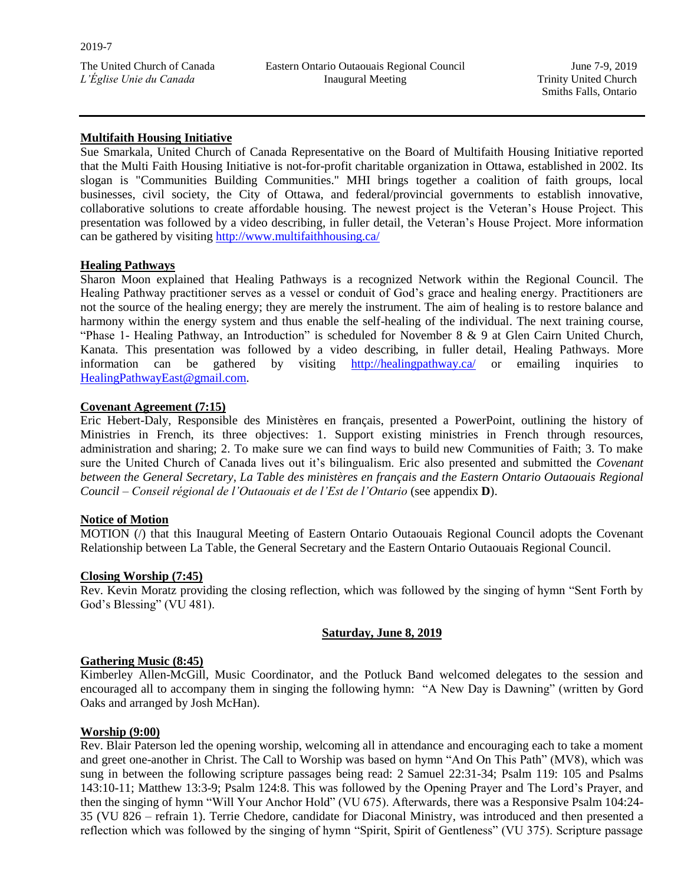**Multifaith Housing Initiative**
Sue Smarkala, United Church of Canada Representative on the Board of Multifaith Housing Initiative reported that the Multi Faith Housing Initiative is not-for-profit charitable organization in Ottawa, established in 2002. Its slogan is "Communities Building Communities." MHI brings together a coalition of faith groups, local businesses, civil society, the City of Ottawa, and federal/provincial governments to establish innovative, collaborative solutions to create affordable housing. The newest project is the Veteran's House Project. This presentation was followed by a video describing, in fuller detail, the Veteran's House Project. More information can be gathered by visiting http://www.multifaithhousing.ca/

**Healing Pathways**
Sharon Moon explained that Healing Pathways is a recognized Network within the Regional Council. The Healing Pathway practitioner serves as a vessel or conduit of God's grace and healing energy. Practitioners are not the source of the healing energy; they are merely the instrument. The aim of healing is to restore balance and harmony within the energy system and thus enable the self-healing of the individual. The next training course, "Phase 1- Healing Pathway, an Introduction" is scheduled for November 8 & 9 at Glen Cairn United Church, Kanata. This presentation was followed by a video describing, in fuller detail, Healing Pathways. More information can be gathered by visiting http://healingpathway.ca/ or emailing inquiries to HealingPathwayEast@gmail.com.

**Covenant Agreement (7:15)**
Eric Hebert-Daly, Responsible des Ministères en français, presented a PowerPoint, outlining the history of Ministries in French, its three objectives: 1. Support existing ministries in French through resources, administration and sharing; 2. To make sure we can find ways to build new Communities of Faith; 3. To make sure the United Church of Canada lives out it's bilingualism. Eric also presented and submitted the *Covenant between the General Secretary, La Table des ministères en français and the Eastern Ontario Outaouais Regional Council – Conseil régional de l'Outaouais et de l'Est de l'Ontario* (see appendix **D**).

**Notice of Motion**
MOTION (/) that this Inaugural Meeting of Eastern Ontario Outaouais Regional Council adopts the Covenant Relationship between La Table, the General Secretary and the Eastern Ontario Outaouais Regional Council.

**Closing Worship (7:45)**
Rev. Kevin Moratz providing the closing reflection, which was followed by the singing of hymn "Sent Forth by God's Blessing" (VU 481).

## Saturday, June 8, 2019

**Gathering Music (8:45)**
Kimberley Allen-McGill, Music Coordinator, and the Potluck Band welcomed delegates to the session and encouraged all to accompany them in singing the following hymn: "A New Day is Dawning" (written by Gord Oaks and arranged by Josh McHan).

**Worship (9:00)**
Rev. Blair Paterson led the opening worship, welcoming all in attendance and encouraging each to take a moment and greet one-another in Christ. The Call to Worship was based on hymn "And On This Path" (MV8), which was sung in between the following scripture passages being read: 2 Samuel 22:31-34; Psalm 119: 105 and Psalms 143:10-11; Matthew 13:3-9; Psalm 124:8. This was followed by the Opening Prayer and The Lord's Prayer, and then the singing of hymn "Will Your Anchor Hold" (VU 675). Afterwards, there was a Responsive Psalm 104:24-35 (VU 826 – refrain 1). Terrie Chedore, candidate for Diaconal Ministry, was introduced and then presented a reflection which was followed by the singing of hymn "Spirit, Spirit of Gentleness" (VU 375). Scripture passage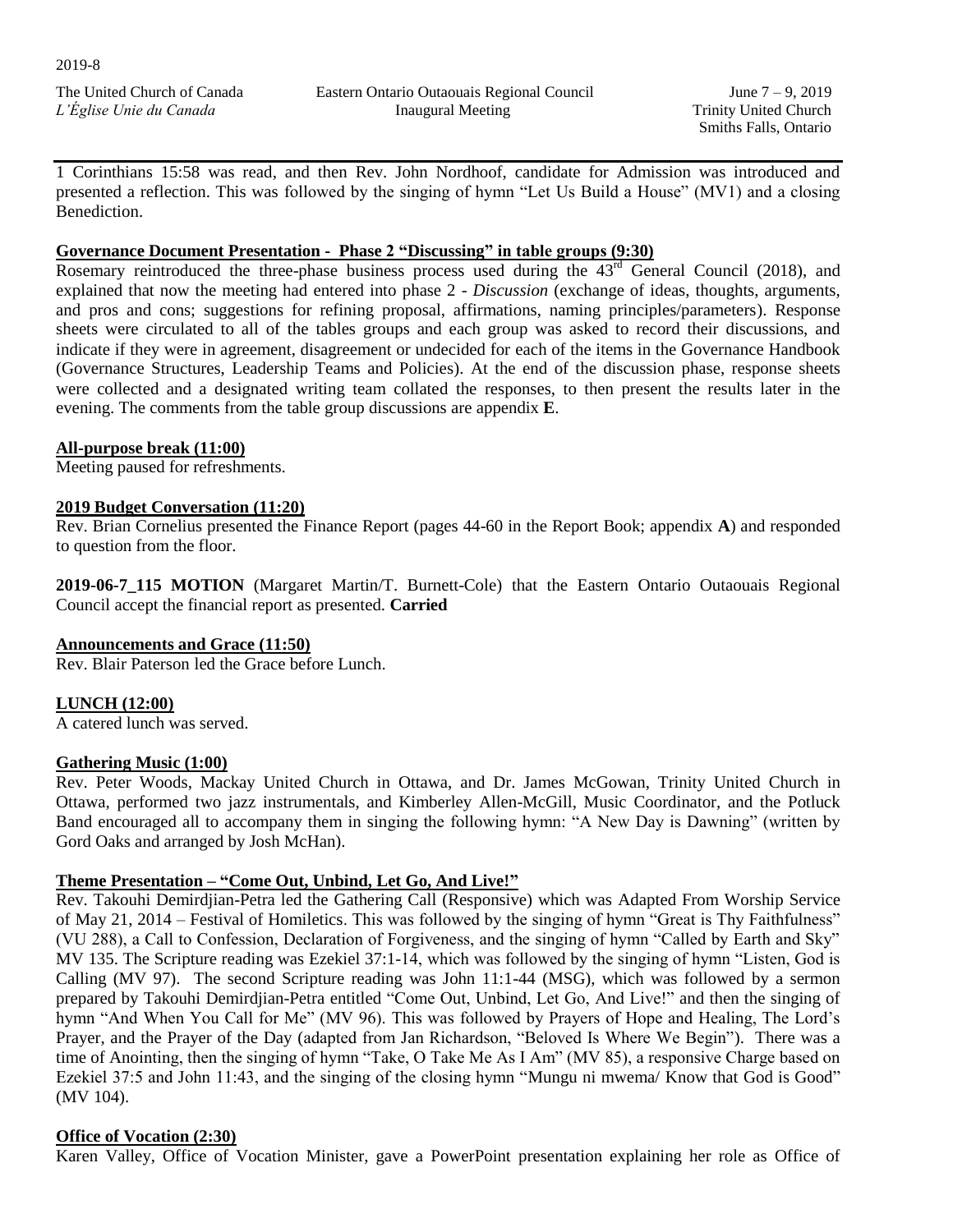1 Corinthians 15:58 was read, and then Rev. John Nordhoof, candidate for Admission was introduced and presented a reflection. This was followed by the singing of hymn "Let Us Build a House" (MV1) and a closing Benediction.

**Governance Document Presentation - Phase 2 "Discussing" in table groups (9:30)**

Rosemary reintroduced the three-phase business process used during the 43rd General Council (2018), and explained that now the meeting had entered into phase 2 - *Discussion* (exchange of ideas, thoughts, arguments, and pros and cons; suggestions for refining proposal, affirmations, naming principles/parameters). Response sheets were circulated to all of the tables groups and each group was asked to record their discussions, and indicate if they were in agreement, disagreement or undecided for each of the items in the Governance Handbook (Governance Structures, Leadership Teams and Policies). At the end of the discussion phase, response sheets were collected and a designated writing team collated the responses, to then present the results later in the evening. The comments from the table group discussions are appendix **E**.

**All-purpose break (11:00)**

Meeting paused for refreshments.

**2019 Budget Conversation (11:20)**

Rev. Brian Cornelius presented the Finance Report (pages 44-60 in the Report Book; appendix **A**) and responded to question from the floor.

**2019-06-7_115 MOTION** (Margaret Martin/T. Burnett-Cole) that the Eastern Ontario Outaouais Regional Council accept the financial report as presented. **Carried**

**Announcements and Grace (11:50)**

Rev. Blair Paterson led the Grace before Lunch.

**LUNCH (12:00)**

A catered lunch was served.

**Gathering Music (1:00)**

Rev. Peter Woods, Mackay United Church in Ottawa, and Dr. James McGowan, Trinity United Church in Ottawa, performed two jazz instrumentals, and Kimberley Allen-McGill, Music Coordinator, and the Potluck Band encouraged all to accompany them in singing the following hymn: "A New Day is Dawning" (written by Gord Oaks and arranged by Josh McHan).

**Theme Presentation – "Come Out, Unbind, Let Go, And Live!"**

Rev. Takouhi Demirdjian-Petra led the Gathering Call (Responsive) which was Adapted From Worship Service of May 21, 2014 – Festival of Homiletics. This was followed by the singing of hymn "Great is Thy Faithfulness" (VU 288), a Call to Confession, Declaration of Forgiveness, and the singing of hymn "Called by Earth and Sky" MV 135. The Scripture reading was Ezekiel 37:1-14, which was followed by the singing of hymn "Listen, God is Calling (MV 97). The second Scripture reading was John 11:1-44 (MSG), which was followed by a sermon prepared by Takouhi Demirdjian-Petra entitled "Come Out, Unbind, Let Go, And Live!" and then the singing of hymn "And When You Call for Me" (MV 96). This was followed by Prayers of Hope and Healing, The Lord's Prayer, and the Prayer of the Day (adapted from Jan Richardson, "Beloved Is Where We Begin"). There was a time of Anointing, then the singing of hymn "Take, O Take Me As I Am" (MV 85), a responsive Charge based on Ezekiel 37:5 and John 11:43, and the singing of the closing hymn "Mungu ni mwema/ Know that God is Good" (MV 104).

**Office of Vocation (2:30)**

Karen Valley, Office of Vocation Minister, gave a PowerPoint presentation explaining her role as Office of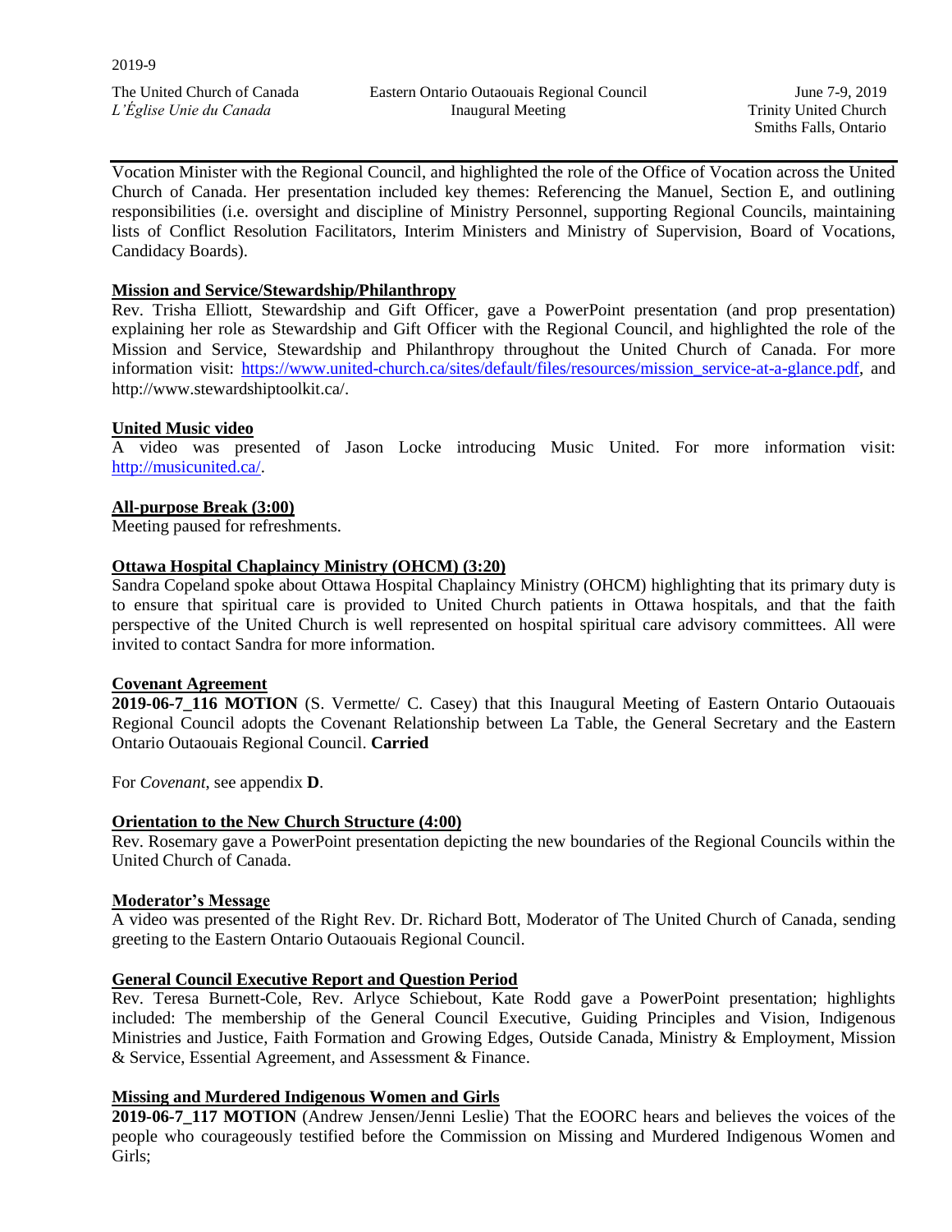Vocation Minister with the Regional Council, and highlighted the role of the Office of Vocation across the United Church of Canada. Her presentation included key themes: Referencing the Manuel, Section E, and outlining responsibilities (i.e. oversight and discipline of Ministry Personnel, supporting Regional Councils, maintaining lists of Conflict Resolution Facilitators, Interim Ministers and Ministry of Supervision, Board of Vocations, Candidacy Boards).

**Mission and Service/Stewardship/Philanthropy**

Rev. Trisha Elliott, Stewardship and Gift Officer, gave a PowerPoint presentation (and prop presentation) explaining her role as Stewardship and Gift Officer with the Regional Council, and highlighted the role of the Mission and Service, Stewardship and Philanthropy throughout the United Church of Canada. For more information visit: https://www.united-church.ca/sites/default/files/resources/mission_service-at-a-glance.pdf, and http://www.stewardshiptoolkit.ca/.

**United Music video**

A video was presented of Jason Locke introducing Music United. For more information visit: http://musicunited.ca/.

**All-purpose Break (3:00)**

Meeting paused for refreshments.

**Ottawa Hospital Chaplaincy Ministry (OHCM) (3:20)**

Sandra Copeland spoke about Ottawa Hospital Chaplaincy Ministry (OHCM) highlighting that its primary duty is to ensure that spiritual care is provided to United Church patients in Ottawa hospitals, and that the faith perspective of the United Church is well represented on hospital spiritual care advisory committees. All were invited to contact Sandra for more information.

**Covenant Agreement**

**2019-06-7_116 MOTION** (S. Vermette/ C. Casey) that this Inaugural Meeting of Eastern Ontario Outaouais Regional Council adopts the Covenant Relationship between La Table, the General Secretary and the Eastern Ontario Outaouais Regional Council. **Carried**

For *Covenant*, see appendix **D**.

**Orientation to the New Church Structure (4:00)**

Rev. Rosemary gave a PowerPoint presentation depicting the new boundaries of the Regional Councils within the United Church of Canada.

**Moderator's Message**

A video was presented of the Right Rev. Dr. Richard Bott, Moderator of The United Church of Canada, sending greeting to the Eastern Ontario Outaouais Regional Council.

**General Council Executive Report and Question Period**

Rev. Teresa Burnett-Cole, Rev. Arlyce Schiebout, Kate Rodd gave a PowerPoint presentation; highlights included: The membership of the General Council Executive, Guiding Principles and Vision, Indigenous Ministries and Justice, Faith Formation and Growing Edges, Outside Canada, Ministry & Employment, Mission & Service, Essential Agreement, and Assessment & Finance.

**Missing and Murdered Indigenous Women and Girls**

**2019-06-7_117 MOTION** (Andrew Jensen/Jenni Leslie) That the EOORC hears and believes the voices of the people who courageously testified before the Commission on Missing and Murdered Indigenous Women and Girls;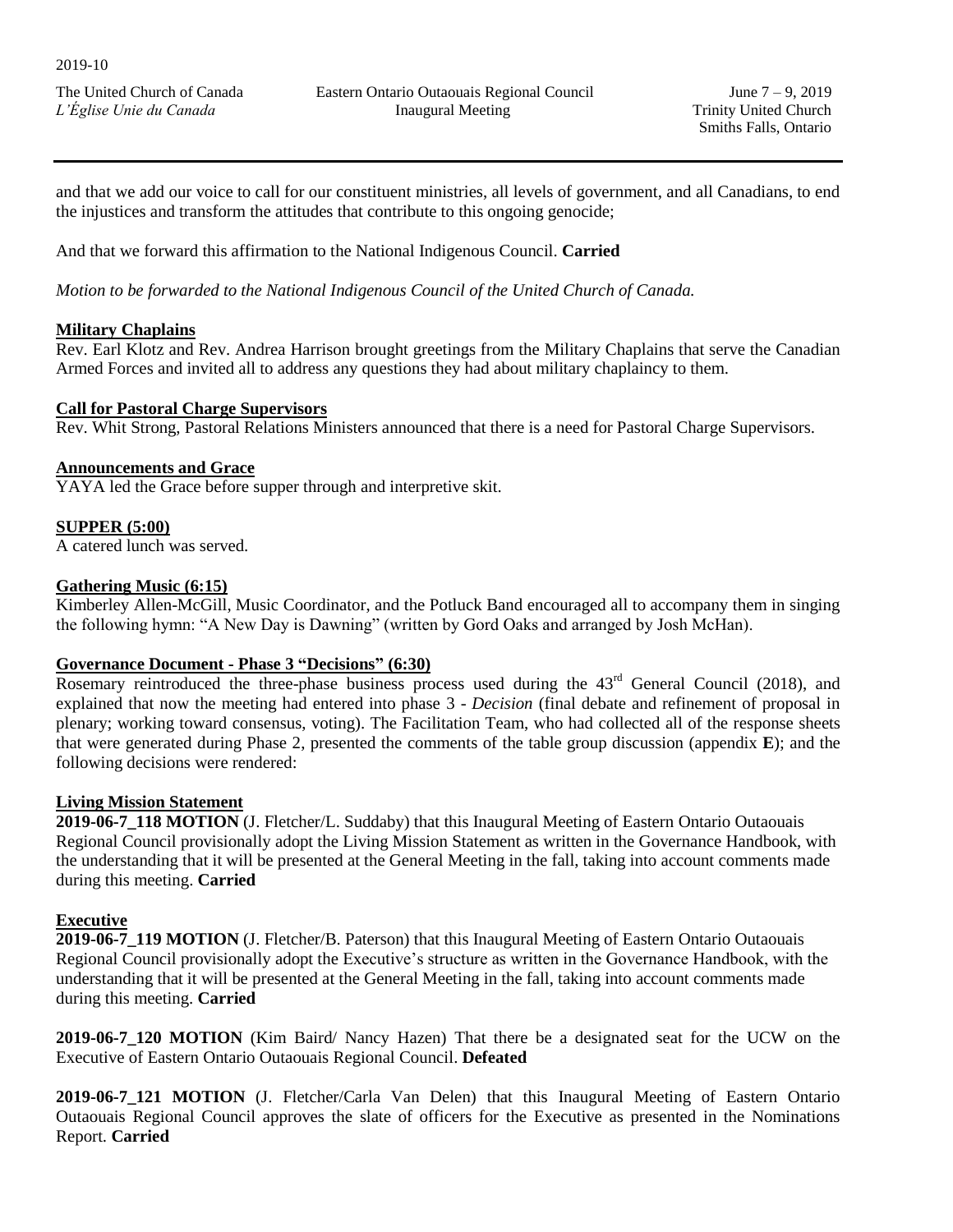and that we add our voice to call for our constituent ministries, all levels of government, and all Canadians, to end the injustices and transform the attitudes that contribute to this ongoing genocide;

And that we forward this affirmation to the National Indigenous Council. **Carried**

*Motion to be forwarded to the National Indigenous Council of the United Church of Canada.*

**Military Chaplains**

Rev. Earl Klotz and Rev. Andrea Harrison brought greetings from the Military Chaplains that serve the Canadian Armed Forces and invited all to address any questions they had about military chaplaincy to them.

**Call for Pastoral Charge Supervisors**

Rev. Whit Strong, Pastoral Relations Ministers announced that there is a need for Pastoral Charge Supervisors.

**Announcements and Grace**

YAYA led the Grace before supper through and interpretive skit.

**SUPPER (5:00)**

A catered lunch was served.

**Gathering Music (6:15)**

Kimberley Allen-McGill, Music Coordinator, and the Potluck Band encouraged all to accompany them in singing the following hymn: "A New Day is Dawning" (written by Gord Oaks and arranged by Josh McHan).

**Governance Document - Phase 3 "Decisions" (6:30)**

Rosemary reintroduced the three-phase business process used during the 43rd General Council (2018), and explained that now the meeting had entered into phase 3 - *Decision* (final debate and refinement of proposal in plenary; working toward consensus, voting). The Facilitation Team, who had collected all of the response sheets that were generated during Phase 2, presented the comments of the table group discussion (appendix **E**); and the following decisions were rendered:

**Living Mission Statement**

**2019-06-7_118 MOTION** (J. Fletcher/L. Suddaby) that this Inaugural Meeting of Eastern Ontario Outaouais Regional Council provisionally adopt the Living Mission Statement as written in the Governance Handbook, with the understanding that it will be presented at the General Meeting in the fall, taking into account comments made during this meeting. **Carried**

**Executive**

**2019-06-7_119 MOTION** (J. Fletcher/B. Paterson) that this Inaugural Meeting of Eastern Ontario Outaouais Regional Council provisionally adopt the Executive's structure as written in the Governance Handbook, with the understanding that it will be presented at the General Meeting in the fall, taking into account comments made during this meeting. **Carried**

**2019-06-7_120 MOTION** (Kim Baird/ Nancy Hazen) That there be a designated seat for the UCW on the Executive of Eastern Ontario Outaouais Regional Council. **Defeated**

**2019-06-7_121 MOTION** (J. Fletcher/Carla Van Delen) that this Inaugural Meeting of Eastern Ontario Outaouais Regional Council approves the slate of officers for the Executive as presented in the Nominations Report. **Carried**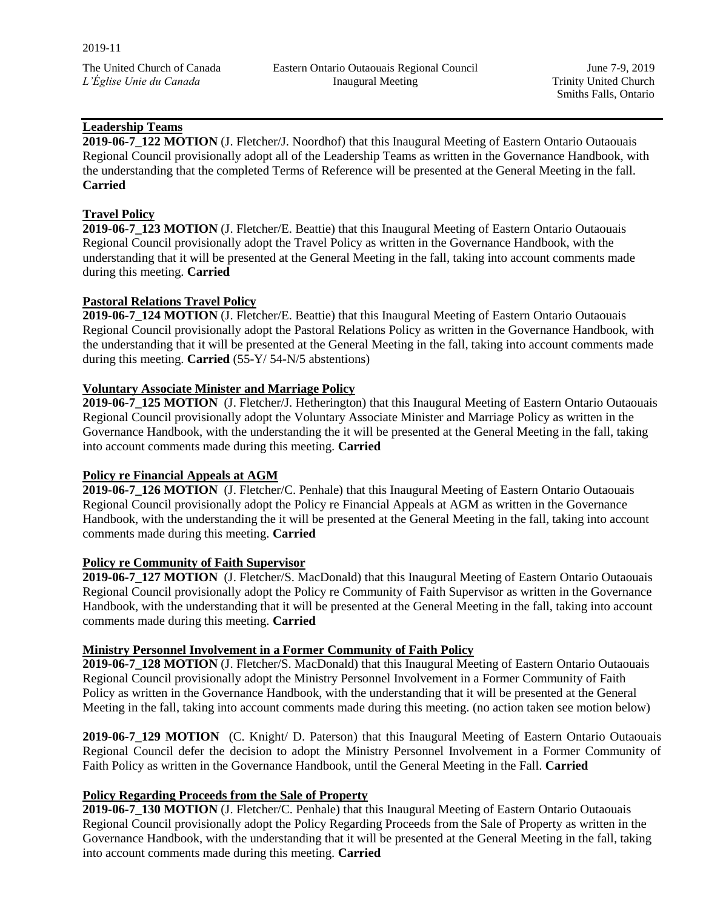**Leadership Teams**

**2019-06-7_122 MOTION** (J. Fletcher/J. Noordhof) that this Inaugural Meeting of Eastern Ontario Outaouais Regional Council provisionally adopt all of the Leadership Teams as written in the Governance Handbook, with the understanding that the completed Terms of Reference will be presented at the General Meeting in the fall. **Carried**

**Travel Policy**

**2019-06-7_123 MOTION** (J. Fletcher/E. Beattie) that this Inaugural Meeting of Eastern Ontario Outaouais Regional Council provisionally adopt the Travel Policy as written in the Governance Handbook, with the understanding that it will be presented at the General Meeting in the fall, taking into account comments made during this meeting. **Carried**

**Pastoral Relations Travel Policy**

**2019-06-7_124 MOTION** (J. Fletcher/E. Beattie) that this Inaugural Meeting of Eastern Ontario Outaouais Regional Council provisionally adopt the Pastoral Relations Policy as written in the Governance Handbook, with the understanding that it will be presented at the General Meeting in the fall, taking into account comments made during this meeting. **Carried** (55-Y/ 54-N/5 abstentions)

**Voluntary Associate Minister and Marriage Policy**

**2019-06-7_125 MOTION** (J. Fletcher/J. Hetherington) that this Inaugural Meeting of Eastern Ontario Outaouais Regional Council provisionally adopt the Voluntary Associate Minister and Marriage Policy as written in the Governance Handbook, with the understanding the it will be presented at the General Meeting in the fall, taking into account comments made during this meeting. **Carried**

**Policy re Financial Appeals at AGM**

**2019-06-7_126 MOTION** (J. Fletcher/C. Penhale) that this Inaugural Meeting of Eastern Ontario Outaouais Regional Council provisionally adopt the Policy re Financial Appeals at AGM as written in the Governance Handbook, with the understanding the it will be presented at the General Meeting in the fall, taking into account comments made during this meeting. **Carried**

**Policy re Community of Faith Supervisor**

**2019-06-7_127 MOTION** (J. Fletcher/S. MacDonald) that this Inaugural Meeting of Eastern Ontario Outaouais Regional Council provisionally adopt the Policy re Community of Faith Supervisor as written in the Governance Handbook, with the understanding that it will be presented at the General Meeting in the fall, taking into account comments made during this meeting. **Carried**

**Ministry Personnel Involvement in a Former Community of Faith Policy**

**2019-06-7_128 MOTION** (J. Fletcher/S. MacDonald) that this Inaugural Meeting of Eastern Ontario Outaouais Regional Council provisionally adopt the Ministry Personnel Involvement in a Former Community of Faith Policy as written in the Governance Handbook, with the understanding that it will be presented at the General Meeting in the fall, taking into account comments made during this meeting. (no action taken see motion below)

**2019-06-7_129 MOTION** (C. Knight/ D. Paterson) that this Inaugural Meeting of Eastern Ontario Outaouais Regional Council defer the decision to adopt the Ministry Personnel Involvement in a Former Community of Faith Policy as written in the Governance Handbook, until the General Meeting in the Fall. **Carried**

**Policy Regarding Proceeds from the Sale of Property**

**2019-06-7_130 MOTION** (J. Fletcher/C. Penhale) that this Inaugural Meeting of Eastern Ontario Outaouais Regional Council provisionally adopt the Policy Regarding Proceeds from the Sale of Property as written in the Governance Handbook, with the understanding that it will be presented at the General Meeting in the fall, taking into account comments made during this meeting. **Carried**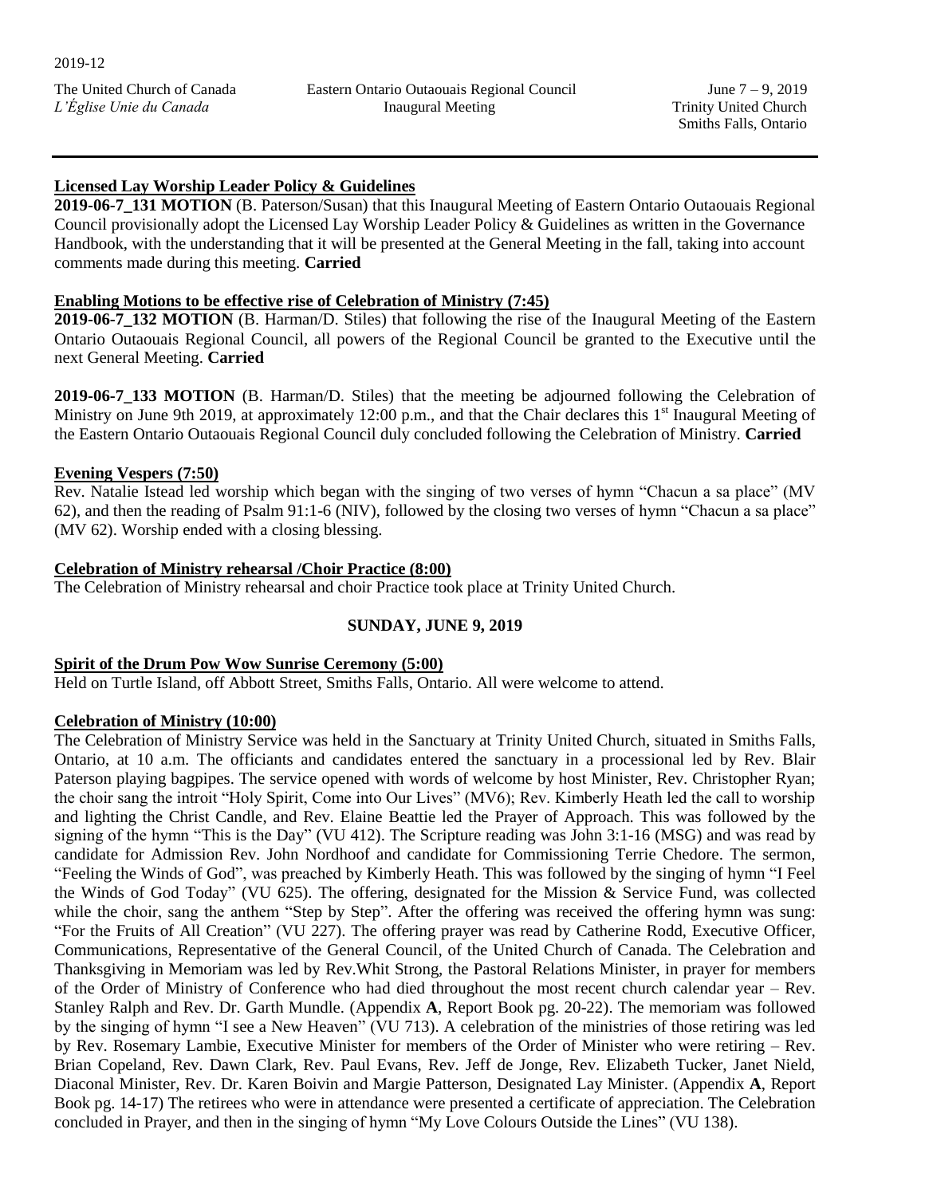## Licensed Lay Worship Leader Policy & Guidelines

**2019-06-7_131 MOTION** (B. Paterson/Susan) that this Inaugural Meeting of Eastern Ontario Outaouais Regional Council provisionally adopt the Licensed Lay Worship Leader Policy & Guidelines as written in the Governance Handbook, with the understanding that it will be presented at the General Meeting in the fall, taking into account comments made during this meeting. **Carried**

## Enabling Motions to be effective rise of Celebration of Ministry (7:45)

**2019-06-7_132 MOTION** (B. Harman/D. Stiles) that following the rise of the Inaugural Meeting of the Eastern Ontario Outaouais Regional Council, all powers of the Regional Council be granted to the Executive until the next General Meeting. **Carried**

**2019-06-7_133 MOTION** (B. Harman/D. Stiles) that the meeting be adjourned following the Celebration of Ministry on June 9th 2019, at approximately 12:00 p.m., and that the Chair declares this 1st Inaugural Meeting of the Eastern Ontario Outaouais Regional Council duly concluded following the Celebration of Ministry. **Carried**

## Evening Vespers (7:50)

Rev. Natalie Istead led worship which began with the singing of two verses of hymn "Chacun a sa place" (MV 62), and then the reading of Psalm 91:1-6 (NIV), followed by the closing two verses of hymn "Chacun a sa place" (MV 62). Worship ended with a closing blessing.

## Celebration of Ministry rehearsal /Choir Practice (8:00)

The Celebration of Ministry rehearsal and choir Practice took place at Trinity United Church.

### SUNDAY, JUNE 9, 2019

## Spirit of the Drum Pow Wow Sunrise Ceremony (5:00)

Held on Turtle Island, off Abbott Street, Smiths Falls, Ontario. All were welcome to attend.

## Celebration of Ministry (10:00)

The Celebration of Ministry Service was held in the Sanctuary at Trinity United Church, situated in Smiths Falls, Ontario, at 10 a.m. The officiants and candidates entered the sanctuary in a processional led by Rev. Blair Paterson playing bagpipes. The service opened with words of welcome by host Minister, Rev. Christopher Ryan; the choir sang the introit "Holy Spirit, Come into Our Lives" (MV6); Rev. Kimberly Heath led the call to worship and lighting the Christ Candle, and Rev. Elaine Beattie led the Prayer of Approach. This was followed by the signing of the hymn "This is the Day" (VU 412). The Scripture reading was John 3:1-16 (MSG) and was read by candidate for Admission Rev. John Nordhoof and candidate for Commissioning Terrie Chedore. The sermon, "Feeling the Winds of God", was preached by Kimberly Heath. This was followed by the singing of hymn "I Feel the Winds of God Today" (VU 625). The offering, designated for the Mission & Service Fund, was collected while the choir, sang the anthem "Step by Step". After the offering was received the offering hymn was sung: "For the Fruits of All Creation" (VU 227). The offering prayer was read by Catherine Rodd, Executive Officer, Communications, Representative of the General Council, of the United Church of Canada. The Celebration and Thanksgiving in Memoriam was led by Rev.Whit Strong, the Pastoral Relations Minister, in prayer for members of the Order of Ministry of Conference who had died throughout the most recent church calendar year – Rev. Stanley Ralph and Rev. Dr. Garth Mundle. (Appendix **A**, Report Book pg. 20-22). The memoriam was followed by the singing of hymn "I see a New Heaven" (VU 713). A celebration of the ministries of those retiring was led by Rev. Rosemary Lambie, Executive Minister for members of the Order of Minister who were retiring – Rev. Brian Copeland, Rev. Dawn Clark, Rev. Paul Evans, Rev. Jeff de Jonge, Rev. Elizabeth Tucker, Janet Nield, Diaconal Minister, Rev. Dr. Karen Boivin and Margie Patterson, Designated Lay Minister. (Appendix **A**, Report Book pg. 14-17) The retirees who were in attendance were presented a certificate of appreciation. The Celebration concluded in Prayer, and then in the singing of hymn "My Love Colours Outside the Lines" (VU 138).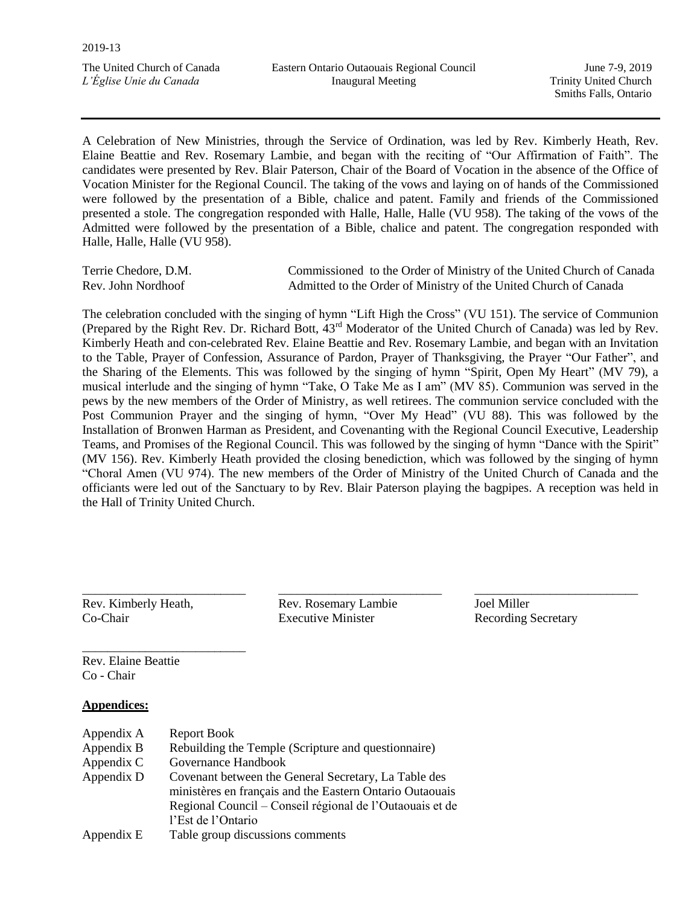A Celebration of New Ministries, through the Service of Ordination, was led by Rev. Kimberly Heath, Rev. Elaine Beattie and Rev. Rosemary Lambie, and began with the reciting of "Our Affirmation of Faith". The candidates were presented by Rev. Blair Paterson, Chair of the Board of Vocation in the absence of the Office of Vocation Minister for the Regional Council. The taking of the vows and laying on of hands of the Commissioned were followed by the presentation of a Bible, chalice and patent. Family and friends of the Commissioned presented a stole. The congregation responded with Halle, Halle, Halle (VU 958). The taking of the vows of the Admitted were followed by the presentation of a Bible, chalice and patent. The congregation responded with Halle, Halle, Halle (VU 958).

| | |
|---|---|
| Terrie Chedore, D.M. | Commissioned to the Order of Ministry of the United Church of Canada |
| Rev. John Nordhoof | Admitted to the Order of Ministry of the United Church of Canada |

The celebration concluded with the singing of hymn "Lift High the Cross" (VU 151). The service of Communion (Prepared by the Right Rev. Dr. Richard Bott, 43rd Moderator of the United Church of Canada) was led by Rev. Kimberly Heath and con-celebrated Rev. Elaine Beattie and Rev. Rosemary Lambie, and began with an Invitation to the Table, Prayer of Confession, Assurance of Pardon, Prayer of Thanksgiving, the Prayer "Our Father", and the Sharing of the Elements. This was followed by the singing of hymn "Spirit, Open My Heart" (MV 79), a musical interlude and the singing of hymn "Take, O Take Me as I am" (MV 85). Communion was served in the pews by the new members of the Order of Ministry, as well retirees. The communion service concluded with the Post Communion Prayer and the singing of hymn, "Over My Head" (VU 88). This was followed by the Installation of Bronwen Harman as President, and Covenanting with the Regional Council Executive, Leadership Teams, and Promises of the Regional Council. This was followed by the singing of hymn "Dance with the Spirit" (MV 156). Rev. Kimberly Heath provided the closing benediction, which was followed by the singing of hymn "Choral Amen (VU 974). The new members of the Order of Ministry of the United Church of Canada and the officiants were led out of the Sanctuary to by Rev. Blair Paterson playing the bagpipes. A reception was held in the Hall of Trinity United Church.

\_\_\_\_\_\_\_\_\_\_\_\_\_\_\_\_\_\_\_\_\_\_\_\_\_\_ \_\_\_\_\_\_\_\_\_\_\_\_\_\_\_\_\_\_\_\_\_\_\_\_\_\_ \_\_\_\_\_\_\_\_\_\_\_\_\_\_\_\_\_\_\_\_\_\_\_\_\_\_

Rev. Kimberly Heath, Co-Chair — Rev. Rosemary Lambie, Executive Minister — Joel Miller, Recording Secretary

\_\_\_\_\_\_\_\_\_\_\_\_\_\_\_\_\_\_\_\_\_\_\_\_\_\_

Rev. Elaine Beattie
Co - Chair

**Appendices:**

| | |
|---|---|
| Appendix A | Report Book |
| Appendix B | Rebuilding the Temple (Scripture and questionnaire) |
| Appendix C | Governance Handbook |
| Appendix D | Covenant between the General Secretary, La Table des ministères en français and the Eastern Ontario Outaouais Regional Council – Conseil régional de l'Outaouais et de l'Est de l'Ontario |
| Appendix E | Table group discussions comments |